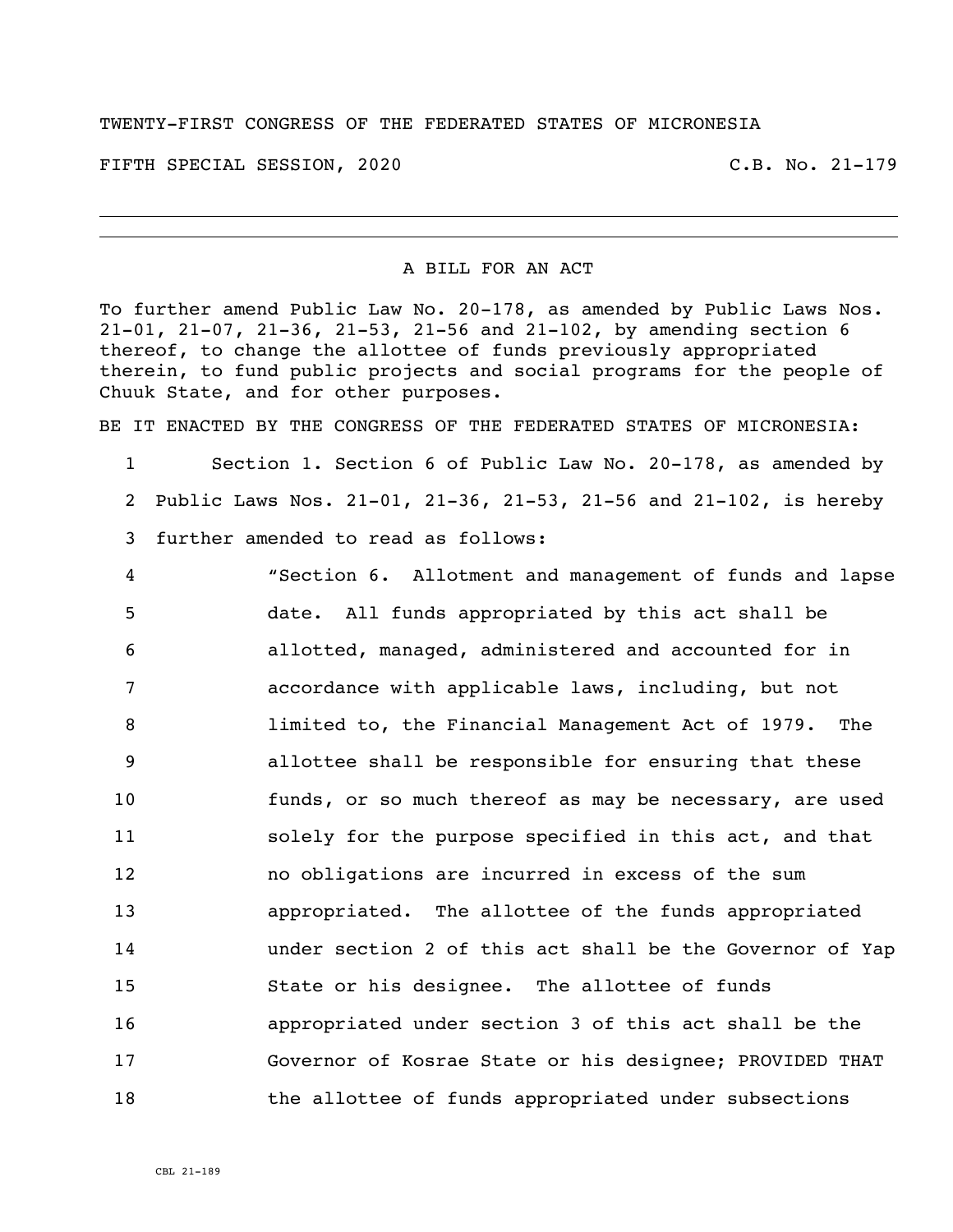TWENTY-FIRST CONGRESS OF THE FEDERATED STATES OF MICRONESIA

FIFTH SPECIAL SESSION, 2020 C.B. No. 21-179

---

A BILL FOR AN ACT

To further amend Public Law No. 20-178, as amended by Public Laws Nos. 21-01, 21-07, 21-36, 21-53, 21-56 and 21-102, by amending section 6 thereof, to change the allottee of funds previously appropriated therein, to fund public projects and social programs for the people of Chuuk State, and for other purposes.

BE IT ENACTED BY THE CONGRESS OF THE FEDERATED STATES OF MICRONESIA:

1 Section 1. Section 6 of Public Law No. 20-178, as amended by
2 Public Laws Nos. 21-01, 21-36, 21-53, 21-56 and 21-102, is hereby
3 further amended to read as follows:
4 "Section 6. Allotment and management of funds and lapse
5 date. All funds appropriated by this act shall be
6 allotted, managed, administered and accounted for in
7 accordance with applicable laws, including, but not
8 limited to, the Financial Management Act of 1979. The
9 allottee shall be responsible for ensuring that these
10 funds, or so much thereof as may be necessary, are used
11 solely for the purpose specified in this act, and that
12 no obligations are incurred in excess of the sum
13 appropriated. The allottee of the funds appropriated
14 under section 2 of this act shall be the Governor of Yap
15 State or his designee. The allottee of funds
16 appropriated under section 3 of this act shall be the
17 Governor of Kosrae State or his designee; PROVIDED THAT
18 the allottee of funds appropriated under subsections

CBL 21-189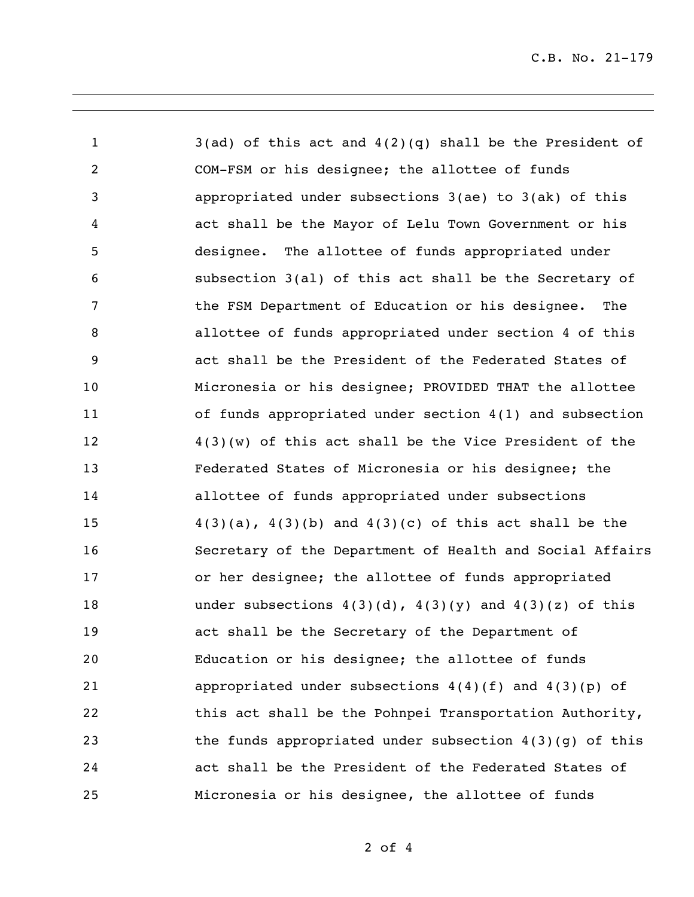3(ad) of this act and 4(2)(q) shall be the President of COM-FSM or his designee; the allottee of funds appropriated under subsections 3(ae) to 3(ak) of this act shall be the Mayor of Lelu Town Government or his designee. The allottee of funds appropriated under subsection 3(al) of this act shall be the Secretary of the FSM Department of Education or his designee. The allottee of funds appropriated under section 4 of this act shall be the President of the Federated States of Micronesia or his designee; PROVIDED THAT the allottee of funds appropriated under section 4(1) and subsection 4(3)(w) of this act shall be the Vice President of the Federated States of Micronesia or his designee; the allottee of funds appropriated under subsections 4(3)(a), 4(3)(b) and 4(3)(c) of this act shall be the Secretary of the Department of Health and Social Affairs or her designee; the allottee of funds appropriated under subsections 4(3)(d), 4(3)(y) and 4(3)(z) of this act shall be the Secretary of the Department of Education or his designee; the allottee of funds appropriated under subsections 4(4)(f) and 4(3)(p) of this act shall be the Pohnpei Transportation Authority, the funds appropriated under subsection 4(3)(g) of this act shall be the President of the Federated States of Micronesia or his designee, the allottee of funds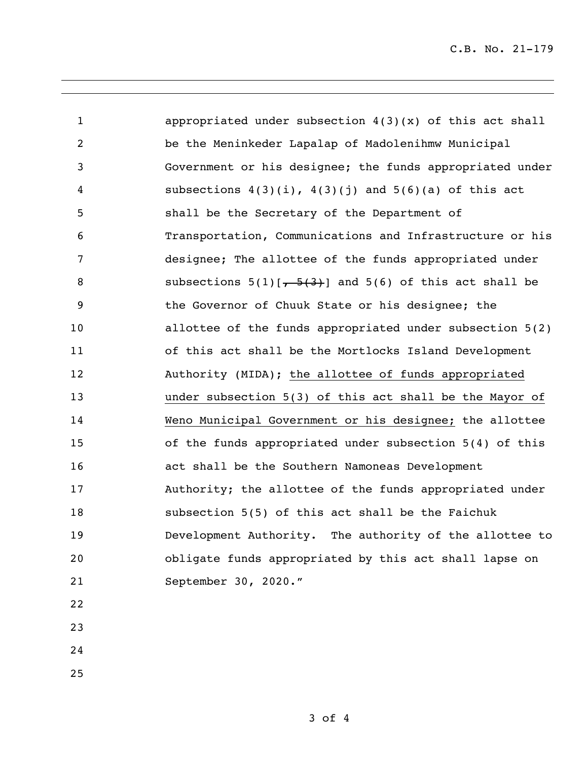appropriated under subsection 4(3)(x) of this act shall be the Meninkeder Lapalap of Madolenihmw Municipal Government or his designee; the funds appropriated under subsections 4(3)(i), 4(3)(j) and 5(6)(a) of this act shall be the Secretary of the Department of Transportation, Communications and Infrastructure or his designee; The allottee of the funds appropriated under subsections 5(1)[~~, 5(3)~~] and 5(6) of this act shall be the Governor of Chuuk State or his designee; the allottee of the funds appropriated under subsection 5(2) of this act shall be the Mortlocks Island Development Authority (MIDA); <u>the allottee of funds appropriated under subsection 5(3) of this act shall be the Mayor of Weno Municipal Government or his designee;</u> the allottee of the funds appropriated under subsection 5(4) of this act shall be the Southern Namoneas Development Authority; the allottee of the funds appropriated under subsection 5(5) of this act shall be the Faichuk Development Authority. The authority of the allottee to obligate funds appropriated by this act shall lapse on September 30, 2020."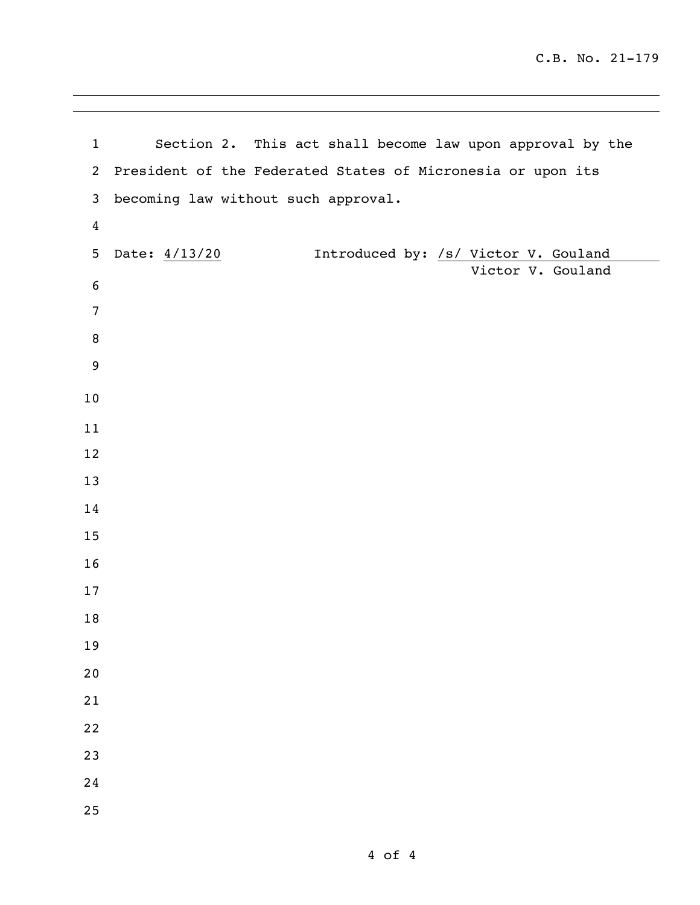Section 2. This act shall become law upon approval by the President of the Federated States of Micronesia or upon its becoming law without such approval.

Date: 4/13/20 Introduced by: /s/ Victor V. Gouland
Victor V. Gouland